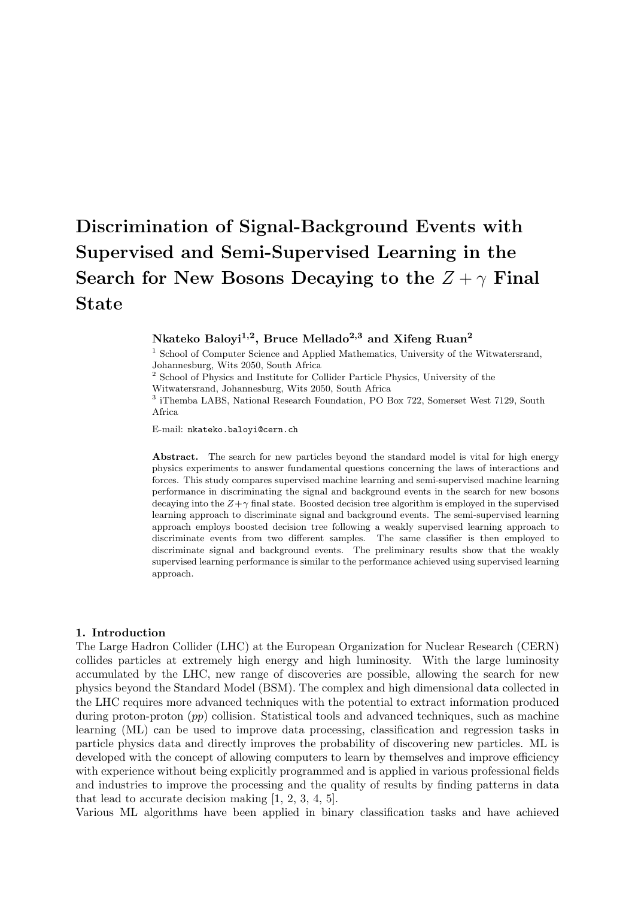# Discrimination of Signal-Background Events with Supervised and Semi-Supervised Learning in the Search for New Bosons Decaying to the $Z + \gamma$ Final State

**Nkateko Baloyi[1,2], Bruce Mellado[2,3] and Xifeng Ruan[2]**

[1] School of Computer Science and Applied Mathematics, University of the Witwatersrand, Johannesburg, Wits 2050, South Africa

[2] School of Physics and Institute for Collider Particle Physics, University of the Witwatersrand, Johannesburg, Wits 2050, South Africa

[3] iThemba LABS, National Research Foundation, PO Box 722, Somerset West 7129, South Africa

E-mail: nkateko.baloyi@cern.ch

**Abstract.** The search for new particles beyond the standard model is vital for high energy physics experiments to answer fundamental questions concerning the laws of interactions and forces. This study compares supervised machine learning and semi-supervised machine learning performance in discriminating the signal and background events in the search for new bosons decaying into the $Z+\gamma$ final state. Boosted decision tree algorithm is employed in the supervised learning approach to discriminate signal and background events. The semi-supervised learning approach employs boosted decision tree following a weakly supervised learning approach to discriminate events from two different samples. The same classifier is then employed to discriminate signal and background events. The preliminary results show that the weakly supervised learning performance is similar to the performance achieved using supervised learning approach.

## 1. Introduction

The Large Hadron Collider (LHC) at the European Organization for Nuclear Research (CERN) collides particles at extremely high energy and high luminosity. With the large luminosity accumulated by the LHC, new range of discoveries are possible, allowing the search for new physics beyond the Standard Model (BSM). The complex and high dimensional data collected in the LHC requires more advanced techniques with the potential to extract information produced during proton-proton (*pp*) collision. Statistical tools and advanced techniques, such as machine learning (ML) can be used to improve data processing, classification and regression tasks in particle physics data and directly improves the probability of discovering new particles. ML is developed with the concept of allowing computers to learn by themselves and improve efficiency with experience without being explicitly programmed and is applied in various professional fields and industries to improve the processing and the quality of results by finding patterns in data that lead to accurate decision making [1, 2, 3, 4, 5].

Various ML algorithms have been applied in binary classification tasks and have achieved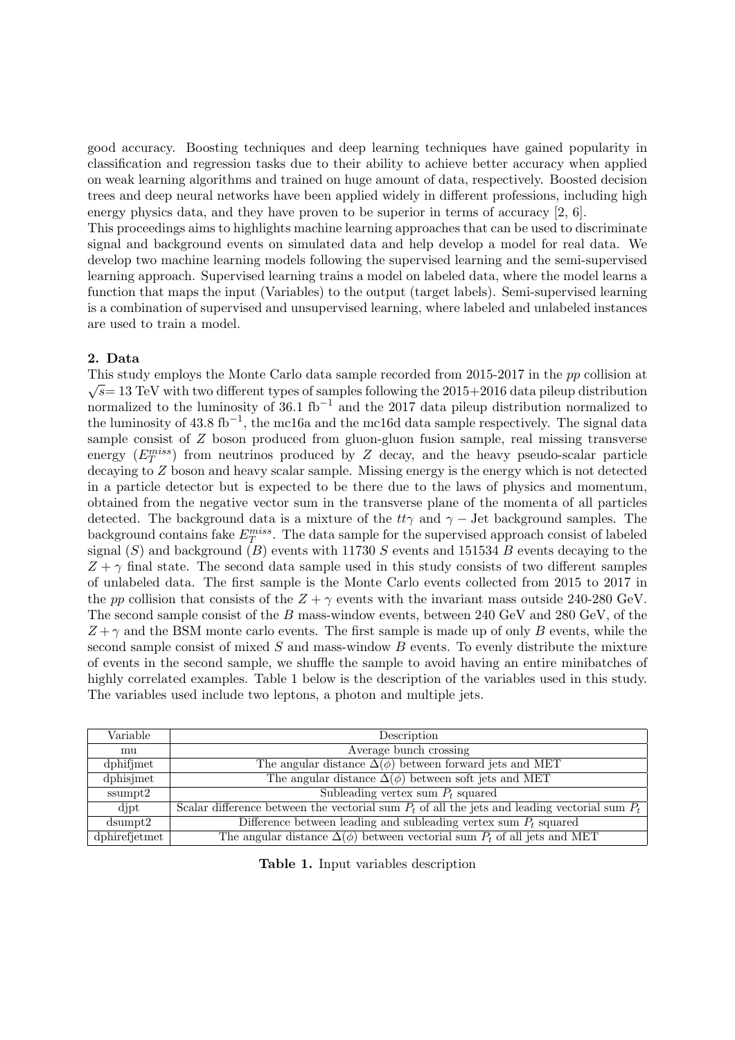good accuracy. Boosting techniques and deep learning techniques have gained popularity in classification and regression tasks due to their ability to achieve better accuracy when applied on weak learning algorithms and trained on huge amount of data, respectively. Boosted decision trees and deep neural networks have been applied widely in different professions, including high energy physics data, and they have proven to be superior in terms of accuracy [2, 6].

This proceedings aims to highlights machine learning approaches that can be used to discriminate signal and background events on simulated data and help develop a model for real data. We develop two machine learning models following the supervised learning and the semi-supervised learning approach. Supervised learning trains a model on labeled data, where the model learns a function that maps the input (Variables) to the output (target labels). Semi-supervised learning is a combination of supervised and unsupervised learning, where labeled and unlabeled instances are used to train a model.

## 2. Data

This study employs the Monte Carlo data sample recorded from 2015-2017 in the *pp* collision at $\sqrt{s}$= 13 TeV with two different types of samples following the 2015+2016 data pileup distribution normalized to the luminosity of 36.1 fb$^{-1}$ and the 2017 data pileup distribution normalized to the luminosity of 43.8 fb$^{-1}$, the mc16a and the mc16d data sample respectively. The signal data sample consist of $Z$ boson produced from gluon-gluon fusion sample, real missing transverse energy ($E_T^{miss}$) from neutrinos produced by $Z$ decay, and the heavy pseudo-scalar particle decaying to $Z$ boson and heavy scalar sample. Missing energy is the energy which is not detected in a particle detector but is expected to be there due to the laws of physics and momentum, obtained from the negative vector sum in the transverse plane of the momenta of all particles detected. The background data is a mixture of the $tt\gamma$ and $\gamma-$Jet background samples. The background contains fake $E_T^{miss}$. The data sample for the supervised approach consist of labeled signal ($S$) and background ($B$) events with 11730 $S$ events and 151534 $B$ events decaying to the $Z+\gamma$ final state. The second data sample used in this study consists of two different samples of unlabeled data. The first sample is the Monte Carlo events collected from 2015 to 2017 in the *pp* collision that consists of the $Z+\gamma$ events with the invariant mass outside 240-280 GeV. The second sample consist of the $B$ mass-window events, between 240 GeV and 280 GeV, of the $Z+\gamma$ and the BSM monte carlo events. The first sample is made up of only $B$ events, while the second sample consist of mixed $S$ and mass-window $B$ events. To evenly distribute the mixture of events in the second sample, we shuffle the sample to avoid having an entire minibatches of highly correlated examples. Table 1 below is the description of the variables used in this study. The variables used include two leptons, a photon and multiple jets.

| Variable | Description |
| --- | --- |
| mu | Average bunch crossing |
| dphifjmet | The angular distance $\Delta(\phi)$ between forward jets and MET |
| dphisjmet | The angular distance $\Delta(\phi)$ between soft jets and MET |
| ssumpt2 | Subleading vertex sum $P_t$ squared |
| djpt | Scalar difference between the vectorial sum $P_t$ of all the jets and leading vectorial sum $P_t$ |
| dsumpt2 | Difference between leading and subleading vertex sum $P_t$ squared |
| dphirefjetmet | The angular distance $\Delta(\phi)$ between vectorial sum $P_t$ of all jets and MET |

**Table 1.** Input variables description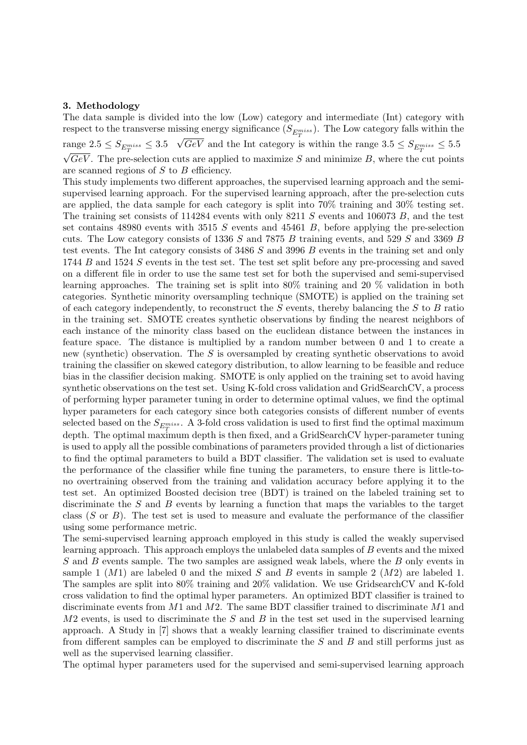### 3. Methodology

The data sample is divided into the low (Low) category and intermediate (Int) category with respect to the transverse missing energy significance ($S_{E_T^{miss}}$). The Low category falls within the range $2.5 \leq S_{E_T^{miss}} \leq 3.5 \sqrt{GeV}$ and the Int category is within the range $3.5 \leq S_{E_T^{miss}} \leq 5.5 \sqrt{GeV}$. The pre-selection cuts are applied to maximize $S$ and minimize $B$, where the cut points are scanned regions of $S$ to $B$ efficiency.

This study implements two different approaches, the supervised learning approach and the semi-supervised learning approach. For the supervised learning approach, after the pre-selection cuts are applied, the data sample for each category is split into 70% training and 30% testing set. The training set consists of 114284 events with only 8211 $S$ events and 106073 $B$, and the test set contains 48980 events with 3515 $S$ events and 45461 $B$, before applying the pre-selection cuts. The Low category consists of 1336 $S$ and 7875 $B$ training events, and 529 $S$ and 3369 $B$ test events. The Int category consists of 3486 $S$ and 3996 $B$ events in the training set and only 1744 $B$ and 1524 $S$ events in the test set. The test set split before any pre-processing and saved on a different file in order to use the same test set for both the supervised and semi-supervised learning approaches. The training set is split into 80% training and 20 % validation in both categories. Synthetic minority oversampling technique (SMOTE) is applied on the training set of each category independently, to reconstruct the $S$ events, thereby balancing the $S$ to $B$ ratio in the training set. SMOTE creates synthetic observations by finding the nearest neighbors of each instance of the minority class based on the euclidean distance between the instances in feature space. The distance is multiplied by a random number between 0 and 1 to create a new (synthetic) observation. The $S$ is oversampled by creating synthetic observations to avoid training the classifier on skewed category distribution, to allow learning to be feasible and reduce bias in the classifier decision making. SMOTE is only applied on the training set to avoid having synthetic observations on the test set. Using K-fold cross validation and GridSearchCV, a process of performing hyper parameter tuning in order to determine optimal values, we find the optimal hyper parameters for each category since both categories consists of different number of events selected based on the $S_{E_T^{miss}}$. A 3-fold cross validation is used to first find the optimal maximum depth. The optimal maximum depth is then fixed, and a GridSearchCV hyper-parameter tuning is used to apply all the possible combinations of parameters provided through a list of dictionaries to find the optimal parameters to build a BDT classifier. The validation set is used to evaluate the performance of the classifier while fine tuning the parameters, to ensure there is little-to-no overtraining observed from the training and validation accuracy before applying it to the test set. An optimized Boosted decision tree (BDT) is trained on the labeled training set to discriminate the $S$ and $B$ events by learning a function that maps the variables to the target class ($S$ or $B$). The test set is used to measure and evaluate the performance of the classifier using some performance metric.

The semi-supervised learning approach employed in this study is called the weakly supervised learning approach. This approach employs the unlabeled data samples of $B$ events and the mixed $S$ and $B$ events sample. The two samples are assigned weak labels, where the $B$ only events in sample 1 ($M1$) are labeled 0 and the mixed $S$ and $B$ events in sample 2 ($M2$) are labeled 1. The samples are split into 80% training and 20% validation. We use GridsearchCV and K-fold cross validation to find the optimal hyper parameters. An optimized BDT classifier is trained to discriminate events from $M1$ and $M2$. The same BDT classifier trained to discriminate $M1$ and $M2$ events, is used to discriminate the $S$ and $B$ in the test set used in the supervised learning approach. A Study in [7] shows that a weakly learning classifier trained to discriminate events from different samples can be employed to discriminate the $S$ and $B$ and still performs just as well as the supervised learning classifier.

The optimal hyper parameters used for the supervised and semi-supervised learning approach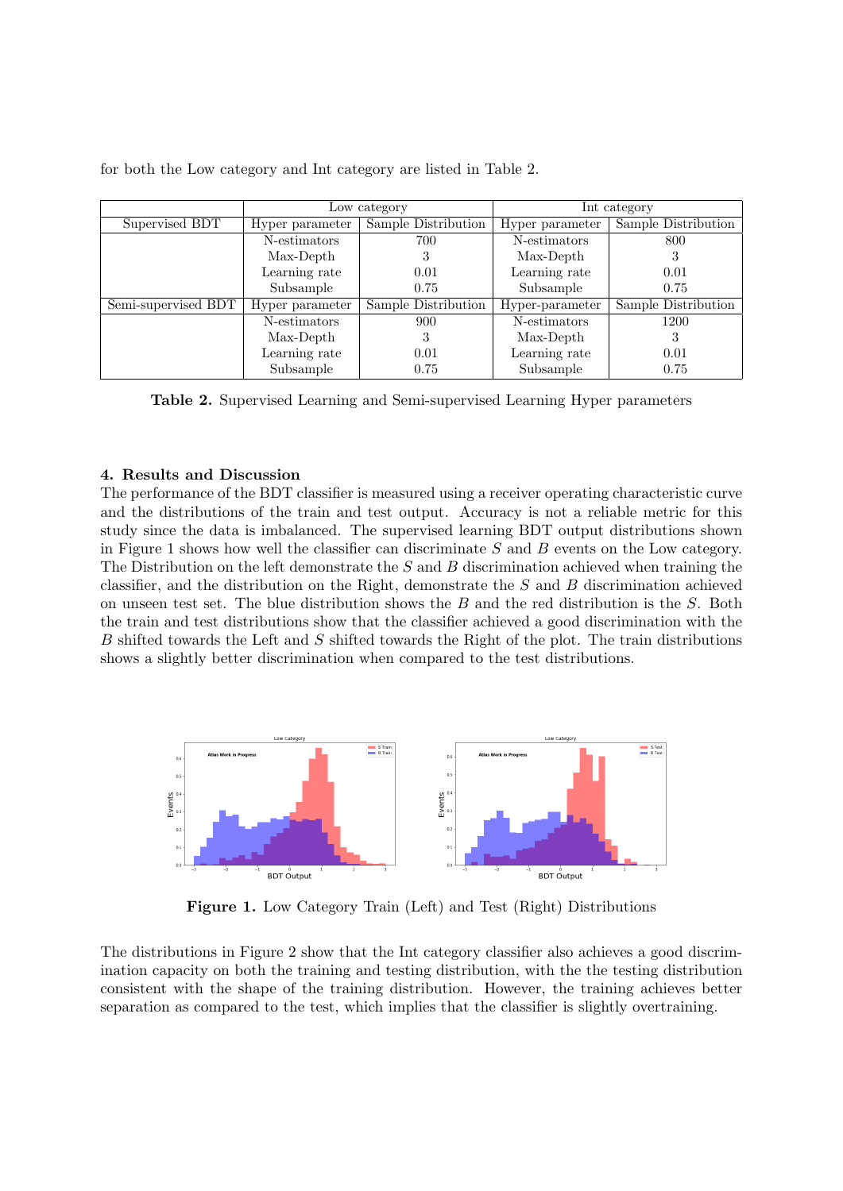for both the Low category and Int category are listed in Table 2.

| | Low category | | Int category | |
|---|---|---|---|---|
| Supervised BDT | Hyper parameter | Sample Distribution | Hyper parameter | Sample Distribution |
| | N-estimators | 700 | N-estimators | 800 |
| | Max-Depth | 3 | Max-Depth | 3 |
| | Learning rate | 0.01 | Learning rate | 0.01 |
| | Subsample | 0.75 | Subsample | 0.75 |
| Semi-supervised BDT | Hyper parameter | Sample Distribution | Hyper-parameter | Sample Distribution |
| | N-estimators | 900 | N-estimators | 1200 |
| | Max-Depth | 3 | Max-Depth | 3 |
| | Learning rate | 0.01 | Learning rate | 0.01 |
| | Subsample | 0.75 | Subsample | 0.75 |

**Table 2.** Supervised Learning and Semi-supervised Learning Hyper parameters

## 4. Results and Discussion

The performance of the BDT classifier is measured using a receiver operating characteristic curve and the distributions of the train and test output. Accuracy is not a reliable metric for this study since the data is imbalanced. The supervised learning BDT output distributions shown in Figure 1 shows how well the classifier can discriminate $S$ and $B$ events on the Low category. The Distribution on the left demonstrate the $S$ and $B$ discrimination achieved when training the classifier, and the distribution on the Right, demonstrate the $S$ and $B$ discrimination achieved on unseen test set. The blue distribution shows the $B$ and the red distribution is the $S$. Both the train and test distributions show that the classifier achieved a good discrimination with the $B$ shifted towards the Left and $S$ shifted towards the Right of the plot. The train distributions shows a slightly better discrimination when compared to the test distributions.

**Figure 1.** Low Category Train (Left) and Test (Right) Distributions

The distributions in Figure 2 show that the Int category classifier also achieves a good discrimination capacity on both the training and testing distribution, with the the testing distribution consistent with the shape of the training distribution. However, the training achieves better separation as compared to the test, which implies that the classifier is slightly overtraining.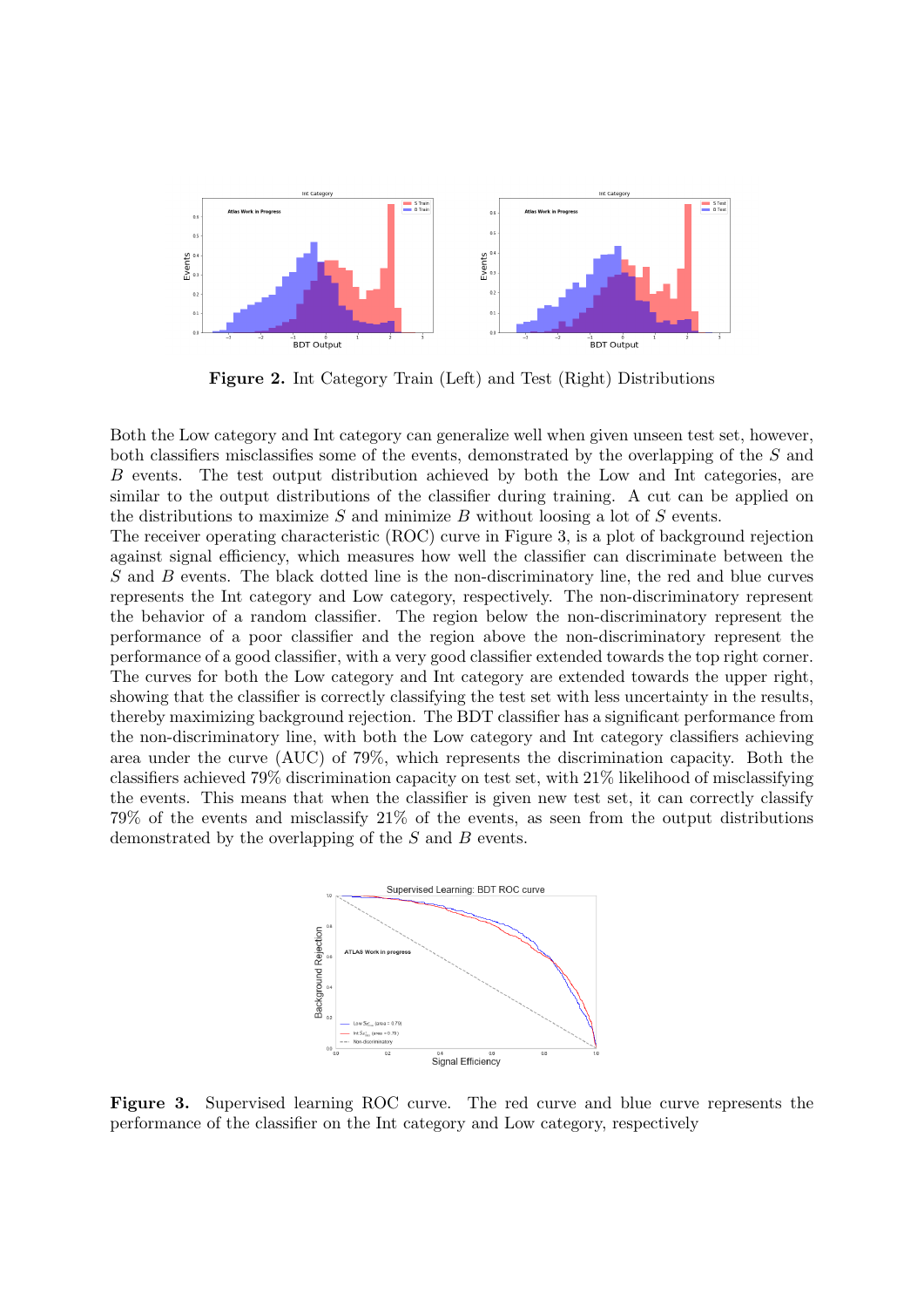**Figure 2.** Int Category Train (Left) and Test (Right) Distributions

Both the Low category and Int category can generalize well when given unseen test set, however, both classifiers misclassifies some of the events, demonstrated by the overlapping of the $S$ and $B$ events. The test output distribution achieved by both the Low and Int categories, are similar to the output distributions of the classifier during training. A cut can be applied on the distributions to maximize $S$ and minimize $B$ without loosing a lot of $S$ events.

The receiver operating characteristic (ROC) curve in Figure 3, is a plot of background rejection against signal efficiency, which measures how well the classifier can discriminate between the $S$ and $B$ events. The black dotted line is the non-discriminatory line, the red and blue curves represents the Int category and Low category, respectively. The non-discriminatory represent the behavior of a random classifier. The region below the non-discriminatory represent the performance of a poor classifier and the region above the non-discriminatory represent the performance of a good classifier, with a very good classifier extended towards the top right corner. The curves for both the Low category and Int category are extended towards the upper right, showing that the classifier is correctly classifying the test set with less uncertainty in the results, thereby maximizing background rejection. The BDT classifier has a significant performance from the non-discriminatory line, with both the Low category and Int category classifiers achieving area under the curve (AUC) of 79%, which represents the discrimination capacity. Both the classifiers achieved 79% discrimination capacity on test set, with 21% likelihood of misclassifying the events. This means that when the classifier is given new test set, it can correctly classify 79% of the events and misclassify 21% of the events, as seen from the output distributions demonstrated by the overlapping of the $S$ and $B$ events.

**Figure 3.** Supervised learning ROC curve. The red curve and blue curve represents the performance of the classifier on the Int category and Low category, respectively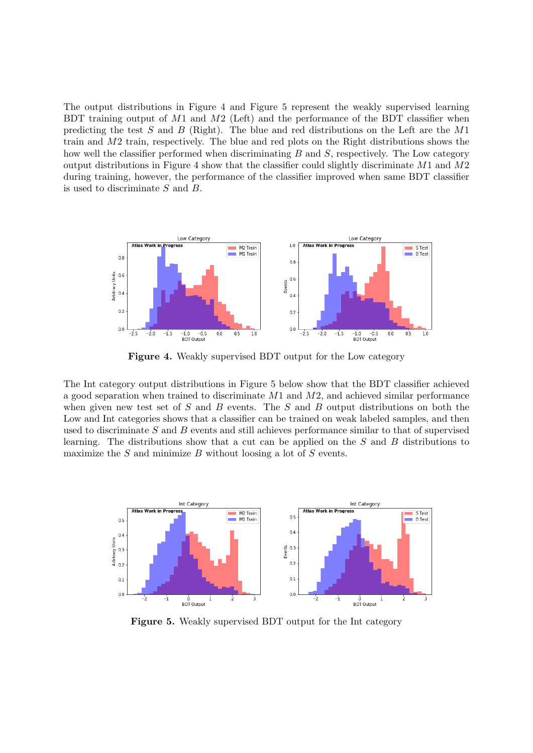The output distributions in Figure 4 and Figure 5 represent the weakly supervised learning BDT training output of $M1$ and $M2$ (Left) and the performance of the BDT classifier when predicting the test $S$ and $B$ (Right). The blue and red distributions on the Left are the $M1$ train and $M2$ train, respectively. The blue and red plots on the Right distributions shows the how well the classifier performed when discriminating $B$ and $S$, respectively. The Low category output distributions in Figure 4 show that the classifier could slightly discriminate $M1$ and $M2$ during training, however, the performance of the classifier improved when same BDT classifier is used to discriminate $S$ and $B$.

**Figure 4.** Weakly supervised BDT output for the Low category

The Int category output distributions in Figure 5 below show that the BDT classifier achieved a good separation when trained to discriminate $M1$ and $M2$, and achieved similar performance when given new test set of $S$ and $B$ events. The $S$ and $B$ output distributions on both the Low and Int categories shows that a classifier can be trained on weak labeled samples, and then used to discriminate $S$ and $B$ events and still achieves performance similar to that of supervised learning. The distributions show that a cut can be applied on the $S$ and $B$ distributions to maximize the $S$ and minimize $B$ without loosing a lot of $S$ events.

**Figure 5.** Weakly supervised BDT output for the Int category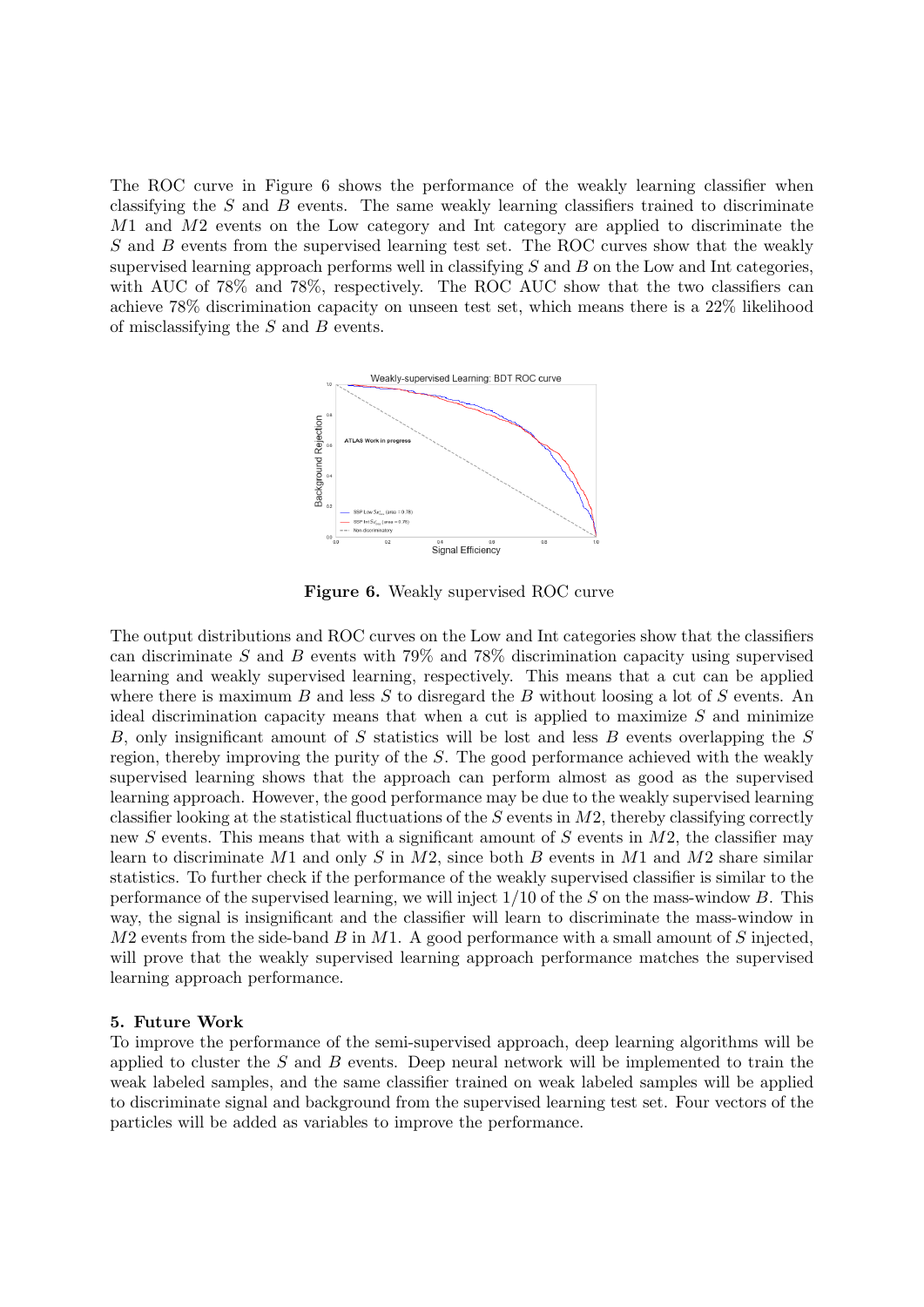The ROC curve in Figure 6 shows the performance of the weakly learning classifier when classifying the $S$ and $B$ events. The same weakly learning classifiers trained to discriminate $M1$ and $M2$ events on the Low category and Int category are applied to discriminate the $S$ and $B$ events from the supervised learning test set. The ROC curves show that the weakly supervised learning approach performs well in classifying $S$ and $B$ on the Low and Int categories, with AUC of 78% and 78%, respectively. The ROC AUC show that the two classifiers can achieve 78% discrimination capacity on unseen test set, which means there is a 22% likelihood of misclassifying the $S$ and $B$ events.

**Figure 6.** Weakly supervised ROC curve

The output distributions and ROC curves on the Low and Int categories show that the classifiers can discriminate $S$ and $B$ events with 79% and 78% discrimination capacity using supervised learning and weakly supervised learning, respectively. This means that a cut can be applied where there is maximum $B$ and less $S$ to disregard the $B$ without loosing a lot of $S$ events. An ideal discrimination capacity means that when a cut is applied to maximize $S$ and minimize $B$, only insignificant amount of $S$ statistics will be lost and less $B$ events overlapping the $S$ region, thereby improving the purity of the $S$. The good performance achieved with the weakly supervised learning shows that the approach can perform almost as good as the supervised learning approach. However, the good performance may be due to the weakly supervised learning classifier looking at the statistical fluctuations of the $S$ events in $M2$, thereby classifying correctly new $S$ events. This means that with a significant amount of $S$ events in $M2$, the classifier may learn to discriminate $M1$ and only $S$ in $M2$, since both $B$ events in $M1$ and $M2$ share similar statistics. To further check if the performance of the weakly supervised classifier is similar to the performance of the supervised learning, we will inject $1/10$ of the $S$ on the mass-window $B$. This way, the signal is insignificant and the classifier will learn to discriminate the mass-window in $M2$ events from the side-band $B$ in $M1$. A good performance with a small amount of $S$ injected, will prove that the weakly supervised learning approach performance matches the supervised learning approach performance.

## 5. Future Work

To improve the performance of the semi-supervised approach, deep learning algorithms will be applied to cluster the $S$ and $B$ events. Deep neural network will be implemented to train the weak labeled samples, and the same classifier trained on weak labeled samples will be applied to discriminate signal and background from the supervised learning test set. Four vectors of the particles will be added as variables to improve the performance.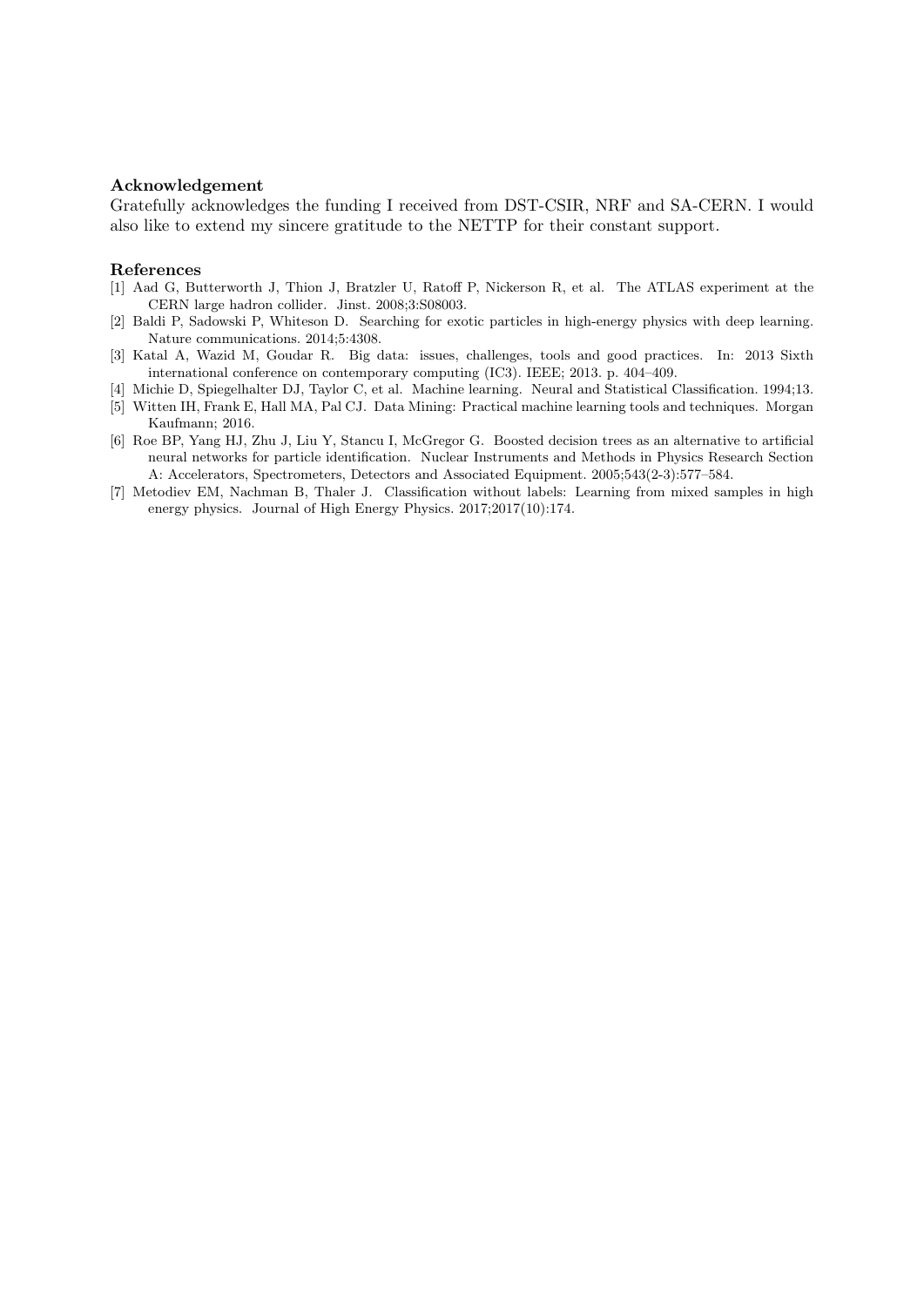### Acknowledgement

Gratefully acknowledges the funding I received from DST-CSIR, NRF and SA-CERN. I would also like to extend my sincere gratitude to the NETTP for their constant support.

### References

[1] Aad G, Butterworth J, Thion J, Bratzler U, Ratoff P, Nickerson R, et al. The ATLAS experiment at the CERN large hadron collider. Jinst. 2008;3:S08003.

[2] Baldi P, Sadowski P, Whiteson D. Searching for exotic particles in high-energy physics with deep learning. Nature communications. 2014;5:4308.

[3] Katal A, Wazid M, Goudar R. Big data: issues, challenges, tools and good practices. In: 2013 Sixth international conference on contemporary computing (IC3). IEEE; 2013. p. 404–409.

[4] Michie D, Spiegelhalter DJ, Taylor C, et al. Machine learning. Neural and Statistical Classification. 1994;13.

[5] Witten IH, Frank E, Hall MA, Pal CJ. Data Mining: Practical machine learning tools and techniques. Morgan Kaufmann; 2016.

[6] Roe BP, Yang HJ, Zhu J, Liu Y, Stancu I, McGregor G. Boosted decision trees as an alternative to artificial neural networks for particle identification. Nuclear Instruments and Methods in Physics Research Section A: Accelerators, Spectrometers, Detectors and Associated Equipment. 2005;543(2-3):577–584.

[7] Metodiev EM, Nachman B, Thaler J. Classification without labels: Learning from mixed samples in high energy physics. Journal of High Energy Physics. 2017;2017(10):174.